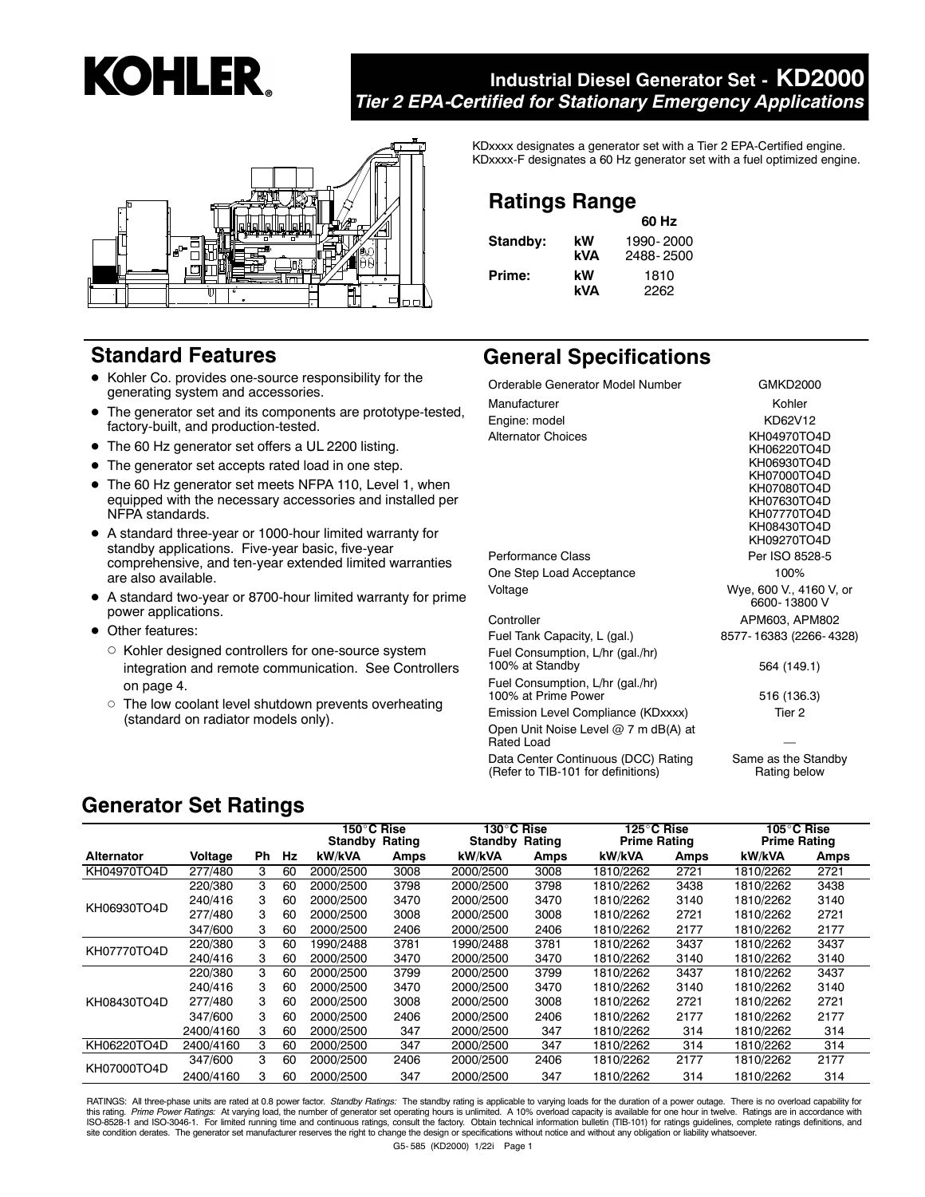# KOHLER

## Industrial Diesel Generator Set - KD2000

***Tier 2 EPA-Certified for Stationary Emergency Applications***

KDxxxx designates a generator set with a Tier 2 EPA-Certified engine.
KDxxxx-F designates a 60 Hz generator set with a fuel optimized engine.

## Ratings Range

| | | 60 Hz |
|---|---|---|
| **Standby:** | **kW** | 1990- 2000 |
| | **kVA** | 2488- 2500 |
| **Prime:** | **kW** | 1810 |
| | **kVA** | 2262 |

## Standard Features

- Kohler Co. provides one-source responsibility for the generating system and accessories.
- The generator set and its components are prototype-tested, factory-built, and production-tested.
- The 60 Hz generator set offers a UL 2200 listing.
- The generator set accepts rated load in one step.
- The 60 Hz generator set meets NFPA 110, Level 1, when equipped with the necessary accessories and installed per NFPA standards.
- A standard three-year or 1000-hour limited warranty for standby applications. Five-year basic, five-year comprehensive, and ten-year extended limited warranties are also available.
- A standard two-year or 8700-hour limited warranty for prime power applications.
- Other features:
  - Kohler designed controllers for one-source system integration and remote communication. See Controllers on page 4.
  - The low coolant level shutdown prevents overheating (standard on radiator models only).

## General Specifications

| | |
|---|---|
| Orderable Generator Model Number | GMKD2000 |
| Manufacturer | Kohler |
| Engine: model | KD62V12 |
| Alternator Choices | KH04970TO4D<br>KH06220TO4D<br>KH06930TO4D<br>KH07000TO4D<br>KH07080TO4D<br>KH07630TO4D<br>KH07770TO4D<br>KH08430TO4D<br>KH09270TO4D |
| Performance Class | Per ISO 8528-5 |
| One Step Load Acceptance | 100% |
| Voltage | Wye, 600 V., 4160 V, or 6600- 13800 V |
| Controller | APM603, APM802 |
| Fuel Tank Capacity, L (gal.) | 8577- 16383 (2266- 4328) |
| Fuel Consumption, L/hr (gal./hr) 100% at Standby | 564 (149.1) |
| Fuel Consumption, L/hr (gal./hr) 100% at Prime Power | 516 (136.3) |
| Emission Level Compliance (KDxxxx) | Tier 2 |
| Open Unit Noise Level @ 7 m dB(A) at Rated Load | — |
| Data Center Continuous (DCC) Rating (Refer to TIB-101 for definitions) | Same as the Standby Rating below |

## Generator Set Ratings

| | | | | 150°C Rise Standby Rating | | 130°C Rise Standby Rating | | 125°C Rise Prime Rating | | 105°C Rise Prime Rating | |
|---|---|---|---|---|---|---|---|---|---|---|---|
| **Alternator** | **Voltage** | **Ph** | **Hz** | **kW/kVA** | **Amps** | **kW/kVA** | **Amps** | **kW/kVA** | **Amps** | **kW/kVA** | **Amps** |
| KH04970TO4D | 277/480 | 3 | 60 | 2000/2500 | 3008 | 2000/2500 | 3008 | 1810/2262 | 2721 | 1810/2262 | 2721 |
| KH06930TO4D | 220/380 | 3 | 60 | 2000/2500 | 3798 | 2000/2500 | 3798 | 1810/2262 | 3438 | 1810/2262 | 3438 |
| | 240/416 | 3 | 60 | 2000/2500 | 3470 | 2000/2500 | 3470 | 1810/2262 | 3140 | 1810/2262 | 3140 |
| | 277/480 | 3 | 60 | 2000/2500 | 3008 | 2000/2500 | 3008 | 1810/2262 | 2721 | 1810/2262 | 2721 |
| | 347/600 | 3 | 60 | 2000/2500 | 2406 | 2000/2500 | 2406 | 1810/2262 | 2177 | 1810/2262 | 2177 |
| KH07770TO4D | 220/380 | 3 | 60 | 1990/2488 | 3781 | 1990/2488 | 3781 | 1810/2262 | 3437 | 1810/2262 | 3437 |
| | 240/416 | 3 | 60 | 2000/2500 | 3470 | 2000/2500 | 3470 | 1810/2262 | 3140 | 1810/2262 | 3140 |
| KH08430TO4D | 220/380 | 3 | 60 | 2000/2500 | 3799 | 2000/2500 | 3799 | 1810/2262 | 3437 | 1810/2262 | 3437 |
| | 240/416 | 3 | 60 | 2000/2500 | 3470 | 2000/2500 | 3470 | 1810/2262 | 3140 | 1810/2262 | 3140 |
| | 277/480 | 3 | 60 | 2000/2500 | 3008 | 2000/2500 | 3008 | 1810/2262 | 2721 | 1810/2262 | 2721 |
| | 347/600 | 3 | 60 | 2000/2500 | 2406 | 2000/2500 | 2406 | 1810/2262 | 2177 | 1810/2262 | 2177 |
| | 2400/4160 | 3 | 60 | 2000/2500 | 347 | 2000/2500 | 347 | 1810/2262 | 314 | 1810/2262 | 314 |
| KH06220TO4D | 2400/4160 | 3 | 60 | 2000/2500 | 347 | 2000/2500 | 347 | 1810/2262 | 314 | 1810/2262 | 314 |
| KH07000TO4D | 347/600 | 3 | 60 | 2000/2500 | 2406 | 2000/2500 | 2406 | 1810/2262 | 2177 | 1810/2262 | 2177 |
| | 2400/4160 | 3 | 60 | 2000/2500 | 347 | 2000/2500 | 347 | 1810/2262 | 314 | 1810/2262 | 314 |

RATINGS: All three-phase units are rated at 0.8 power factor. *Standby Ratings:* The standby rating is applicable to varying loads for the duration of a power outage. There is no overload capability for this rating. *Prime Power Ratings:* At varying load, the number of generator set operating hours is unlimited. A 10% overload capacity is available for one hour in twelve. Ratings are in accordance with ISO-8528-1 and ISO-3046-1. For limited running time and continuous ratings, consult the factory. Obtain technical information bulletin (TIB-101) for ratings guidelines, complete ratings definitions, and site condition derates. The generator set manufacturer reserves the right to change the design or specifications without notice and without any obligation or liability whatsoever.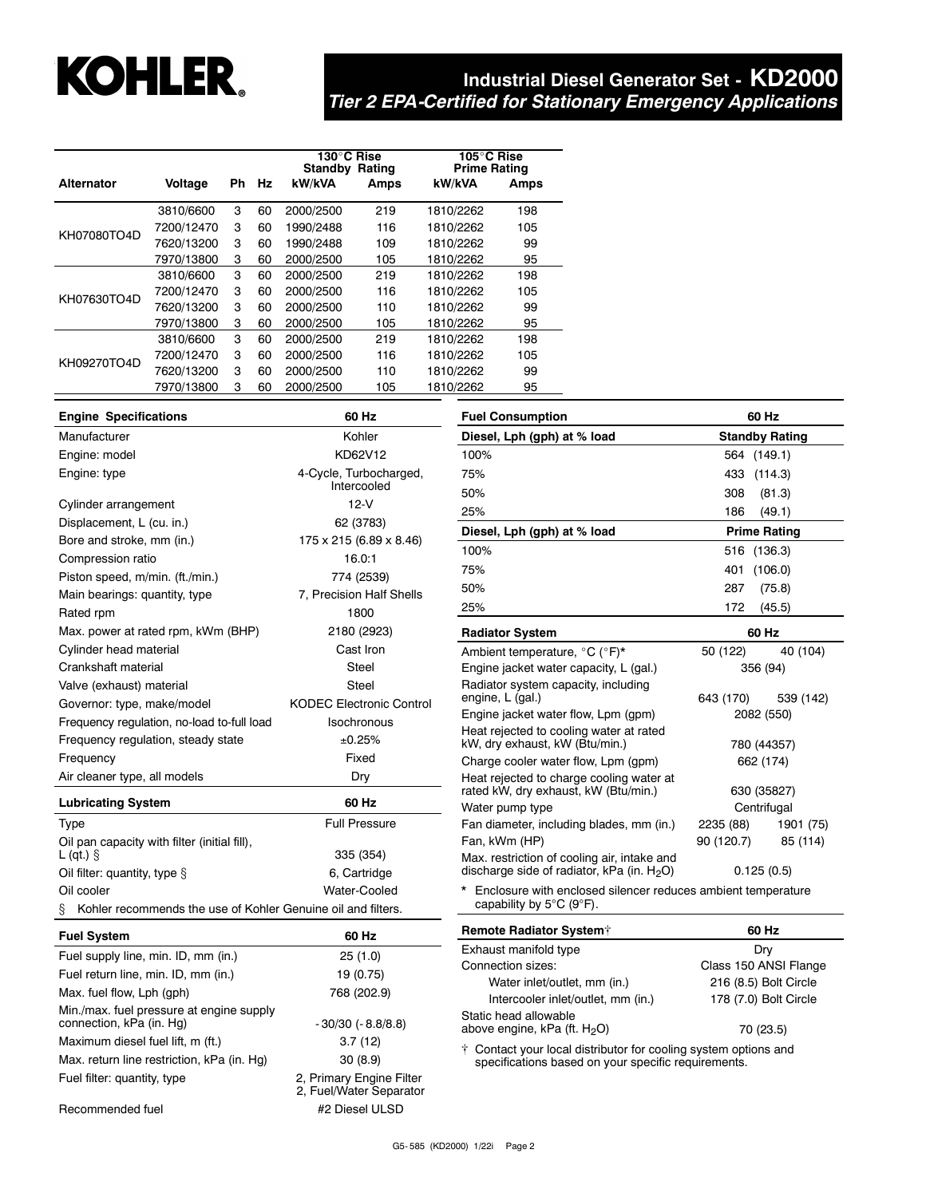# Industrial Diesel Generator Set - KD2000

***Tier 2 EPA-Certified for Stationary Emergency Applications***

| Alternator | Voltage | Ph | Hz | 130°C Rise Standby Rating kW/kVA | Amps | 105°C Rise Prime Rating kW/kVA | Amps |
|---|---|---|---|---|---|---|---|
| KH07080TO4D | 3810/6600 | 3 | 60 | 2000/2500 | 219 | 1810/2262 | 198 |
| | 7200/12470 | 3 | 60 | 1990/2488 | 116 | 1810/2262 | 105 |
| | 7620/13200 | 3 | 60 | 1990/2488 | 109 | 1810/2262 | 99 |
| | 7970/13800 | 3 | 60 | 2000/2500 | 105 | 1810/2262 | 95 |
| KH07630TO4D | 3810/6600 | 3 | 60 | 2000/2500 | 219 | 1810/2262 | 198 |
| | 7200/12470 | 3 | 60 | 2000/2500 | 116 | 1810/2262 | 105 |
| | 7620/13200 | 3 | 60 | 2000/2500 | 110 | 1810/2262 | 99 |
| | 7970/13800 | 3 | 60 | 2000/2500 | 105 | 1810/2262 | 95 |
| KH09270TO4D | 3810/6600 | 3 | 60 | 2000/2500 | 219 | 1810/2262 | 198 |
| | 7200/12470 | 3 | 60 | 2000/2500 | 116 | 1810/2262 | 105 |
| | 7620/13200 | 3 | 60 | 2000/2500 | 110 | 1810/2262 | 99 |
| | 7970/13800 | 3 | 60 | 2000/2500 | 105 | 1810/2262 | 95 |

| Engine Specifications | 60 Hz |
|---|---|
| Manufacturer | Kohler |
| Engine: model | KD62V12 |
| Engine: type | 4-Cycle, Turbocharged, Intercooled |
| Cylinder arrangement | 12-V |
| Displacement, L (cu. in.) | 62 (3783) |
| Bore and stroke, mm (in.) | 175 x 215 (6.89 x 8.46) |
| Compression ratio | 16.0:1 |
| Piston speed, m/min. (ft./min.) | 774 (2539) |
| Main bearings: quantity, type | 7, Precision Half Shells |
| Rated rpm | 1800 |
| Max. power at rated rpm, kWm (BHP) | 2180 (2923) |
| Cylinder head material | Cast Iron |
| Crankshaft material | Steel |
| Valve (exhaust) material | Steel |
| Governor: type, make/model | KODEC Electronic Control |
| Frequency regulation, no-load to-full load | Isochronous |
| Frequency regulation, steady state | ±0.25% |
| Frequency | Fixed |
| Air cleaner type, all models | Dry |

| Lubricating System | 60 Hz |
|---|---|
| Type | Full Pressure |
| Oil pan capacity with filter (initial fill), L (qt.) § | 335 (354) |
| Oil filter: quantity, type § | 6, Cartridge |
| Oil cooler | Water-Cooled |

§ Kohler recommends the use of Kohler Genuine oil and filters.

| Fuel System | 60 Hz |
|---|---|
| Fuel supply line, min. ID, mm (in.) | 25 (1.0) |
| Fuel return line, min. ID, mm (in.) | 19 (0.75) |
| Max. fuel flow, Lph (gph) | 768 (202.9) |
| Min./max. fuel pressure at engine supply connection, kPa (in. Hg) | -30/30 (-8.8/8.8) |
| Maximum diesel fuel lift, m (ft.) | 3.7 (12) |
| Max. return line restriction, kPa (in. Hg) | 30 (8.9) |
| Fuel filter: quantity, type | 2, Primary Engine Filter 2, Fuel/Water Separator |
| Recommended fuel | #2 Diesel ULSD |

| Fuel Consumption | 60 Hz |
|---|---|
| **Diesel, Lph (gph) at % load** | **Standby Rating** |
| 100% | 564 (149.1) |
| 75% | 433 (114.3) |
| 50% | 308 (81.3) |
| 25% | 186 (49.1) |
| **Diesel, Lph (gph) at % load** | **Prime Rating** |
| 100% | 516 (136.3) |
| 75% | 401 (106.0) |
| 50% | 287 (75.8) |
| 25% | 172 (45.5) |

| Radiator System | 60 Hz | |
|---|---|---|
| Ambient temperature, °C (°F)* | 50 (122) | 40 (104) |
| Engine jacket water capacity, L (gal.) | 356 (94) | |
| Radiator system capacity, including engine, L (gal.) | 643 (170) | 539 (142) |
| Engine jacket water flow, Lpm (gpm) | 2082 (550) | |
| Heat rejected to cooling water at rated kW, dry exhaust, kW (Btu/min.) | 780 (44357) | |
| Charge cooler water flow, Lpm (gpm) | 662 (174) | |
| Heat rejected to charge cooling water at rated kW, dry exhaust, kW (Btu/min.) | 630 (35827) | |
| Water pump type | Centrifugal | |
| Fan diameter, including blades, mm (in.) | 2235 (88) | 1901 (75) |
| Fan, kWm (HP) | 90 (120.7) | 85 (114) |
| Max. restriction of cooling air, intake and discharge side of radiator, kPa (in. $H_2O$) | 0.125 (0.5) | |

\* Enclosure with enclosed silencer reduces ambient temperature capability by 5°C (9°F).

| Remote Radiator System† | 60 Hz |
|---|---|
| Exhaust manifold type | Dry |
| Connection sizes: | Class 150 ANSI Flange |
| Water inlet/outlet, mm (in.) | 216 (8.5) Bolt Circle |
| Intercooler inlet/outlet, mm (in.) | 178 (7.0) Bolt Circle |
| Static head allowable above engine, kPa (ft. $H_2O$) | 70 (23.5) |

† Contact your local distributor for cooling system options and specifications based on your specific requirements.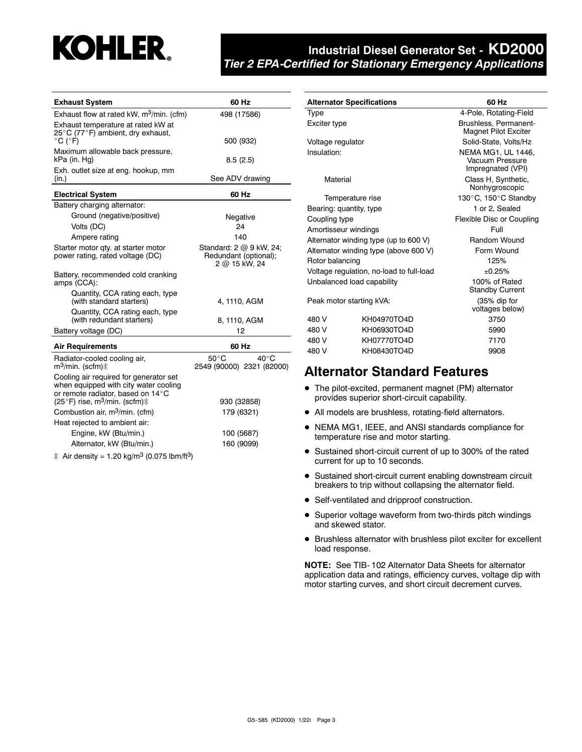# Industrial Diesel Generator Set - KD2000

*Tier 2 EPA-Certified for Stationary Emergency Applications*

| Exhaust System | 60 Hz |
|---|---|
| Exhaust flow at rated kW, $m^3$/min. (cfm) | 498 (17586) |
| Exhaust temperature at rated kW at 25°C (77°F) ambient, dry exhaust, °C (°F) | 500 (932) |
| Maximum allowable back pressure, kPa (in. Hg) | 8.5 (2.5) |
| Exh. outlet size at eng. hookup, mm (in.) | See ADV drawing |

| Electrical System | 60 Hz |
|---|---|
| Battery charging alternator: | |
| Ground (negative/positive) | Negative |
| Volts (DC) | 24 |
| Ampere rating | 140 |
| Starter motor qty. at starter motor power rating, rated voltage (DC) | Standard: 2 @ 9 kW, 24; Redundant (optional); 2 @ 15 kW, 24 |
| Battery, recommended cold cranking amps (CCA): | |
| Quantity, CCA rating each, type (with standard starters) | 4, 1110, AGM |
| Quantity, CCA rating each, type (with redundant starters) | 8, 1110, AGM |
| Battery voltage (DC) | 12 |

| Air Requirements | 60 Hz | |
|---|---|---|
| | 50°C | 40°C |
| Radiator-cooled cooling air, $m^3$/min. (scfm)‡ | 2549 (90000) | 2321 (82000) |
| Cooling air required for generator set when equipped with city water cooling or remote radiator, based on 14°C (25°F) rise, $m^3$/min. (scfm)‡ | 930 (32858) | |
| Combustion air, $m^3$/min. (cfm) | 179 (6321) | |
| Heat rejected to ambient air: | | |
| Engine, kW (Btu/min.) | 100 (5687) | |
| Alternator, kW (Btu/min.) | 160 (9099) | |

‡ Air density = 1.20 kg/$m^3$ (0.075 lbm/$ft^3$)

| Alternator Specifications | | 60 Hz |
|---|---|---|
| Type | | 4-Pole, Rotating-Field |
| Exciter type | | Brushless, Permanent-Magnet Pilot Exciter |
| Voltage regulator | | Solid-State, Volts/Hz |
| Insulation: | | NEMA MG1, UL 1446, Vacuum Pressure Impregnated (VPI) |
| Material | | Class H, Synthetic, Nonhygroscopic |
| Temperature rise | | 130°C, 150°C Standby |
| Bearing: quantity, type | | 1 or 2, Sealed |
| Coupling type | | Flexible Disc or Coupling |
| Amortisseur windings | | Full |
| Alternator winding type (up to 600 V) | | Random Wound |
| Alternator winding type (above 600 V) | | Form Wound |
| Rotor balancing | | 125% |
| Voltage regulation, no-load to full-load | | ±0.25% |
| Unbalanced load capability | | 100% of Rated Standby Current |
| Peak motor starting kVA: | | (35% dip for voltages below) |
| 480 V | KH04970TO4D | 3750 |
| 480 V | KH06930TO4D | 5990 |
| 480 V | KH07770TO4D | 7170 |
| 480 V | KH08430TO4D | 9908 |

## Alternator Standard Features

- The pilot-excited, permanent magnet (PM) alternator provides superior short-circuit capability.
- All models are brushless, rotating-field alternators.
- NEMA MG1, IEEE, and ANSI standards compliance for temperature rise and motor starting.
- Sustained short-circuit current of up to 300% of the rated current for up to 10 seconds.
- Sustained short-circuit current enabling downstream circuit breakers to trip without collapsing the alternator field.
- Self-ventilated and dripproof construction.
- Superior voltage waveform from two-thirds pitch windings and skewed stator.
- Brushless alternator with brushless pilot exciter for excellent load response.

**NOTE:** See TIB-102 Alternator Data Sheets for alternator application data and ratings, efficiency curves, voltage dip with motor starting curves, and short circuit decrement curves.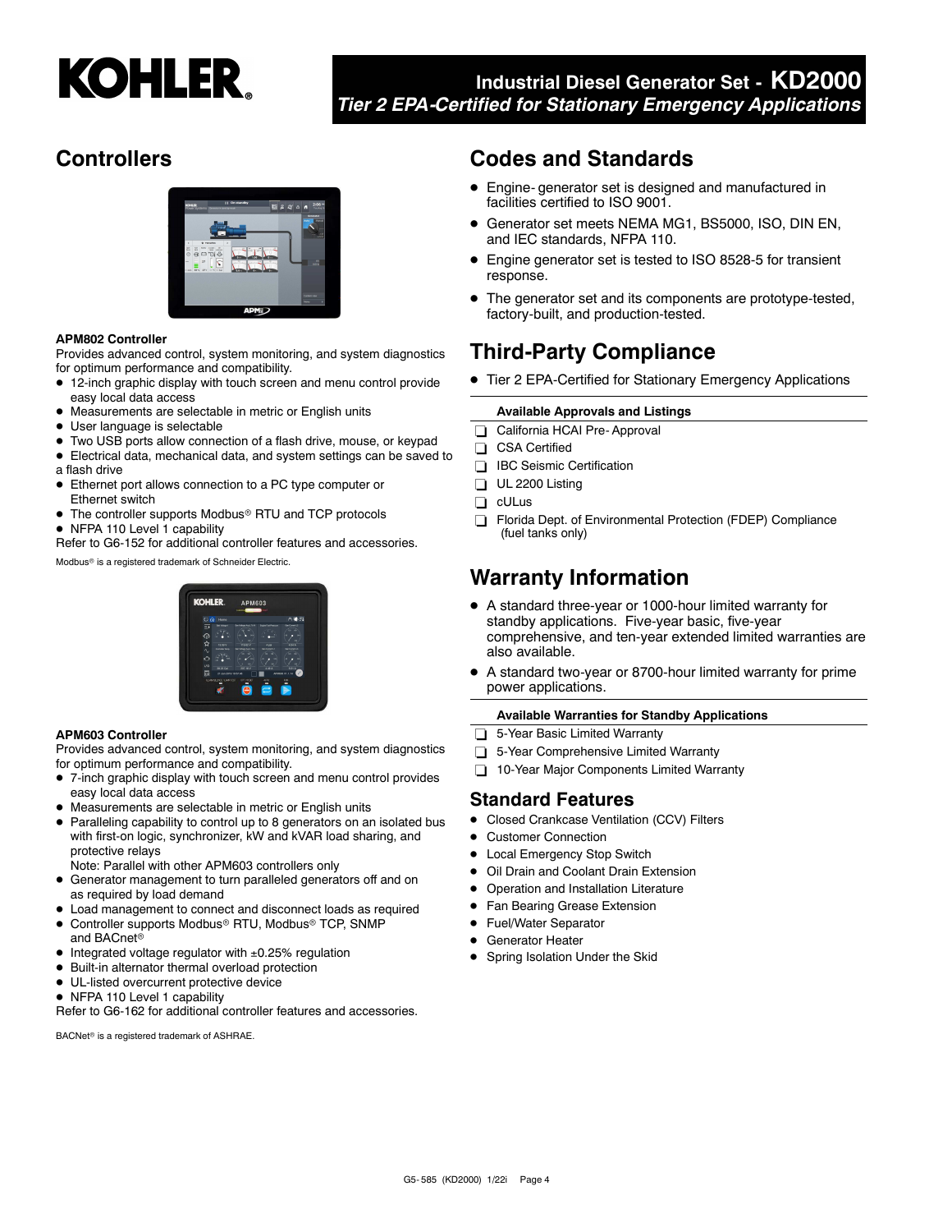## Controllers

**APM802 Controller**

Provides advanced control, system monitoring, and system diagnostics for optimum performance and compatibility.

- 12-inch graphic display with touch screen and menu control provide easy local data access
- Measurements are selectable in metric or English units
- User language is selectable
- Two USB ports allow connection of a flash drive, mouse, or keypad
- Electrical data, mechanical data, and system settings can be saved to a flash drive
- Ethernet port allows connection to a PC type computer or Ethernet switch
- The controller supports Modbus® RTU and TCP protocols
- NFPA 110 Level 1 capability

Refer to G6-152 for additional controller features and accessories.

Modbus® is a registered trademark of Schneider Electric.

**APM603 Controller**

Provides advanced control, system monitoring, and system diagnostics for optimum performance and compatibility.

- 7-inch graphic display with touch screen and menu control provides easy local data access
- Measurements are selectable in metric or English units
- Paralleling capability to control up to 8 generators on an isolated bus with first-on logic, synchronizer, kW and kVAR load sharing, and protective relays
  Note: Parallel with other APM603 controllers only
- Generator management to turn paralleled generators off and on as required by load demand
- Load management to connect and disconnect loads as required
- Controller supports Modbus® RTU, Modbus® TCP, SNMP and BACnet®
- Integrated voltage regulator with ±0.25% regulation
- Built-in alternator thermal overload protection
- UL-listed overcurrent protective device
- NFPA 110 Level 1 capability

Refer to G6-162 for additional controller features and accessories.

BACNet® is a registered trademark of ASHRAE.

## Codes and Standards

- Engine- generator set is designed and manufactured in facilities certified to ISO 9001.
- Generator set meets NEMA MG1, BS5000, ISO, DIN EN, and IEC standards, NFPA 110.
- Engine generator set is tested to ISO 8528-5 for transient response.
- The generator set and its components are prototype-tested, factory-built, and production-tested.

## Third-Party Compliance

- Tier 2 EPA-Certified for Stationary Emergency Applications

**Available Approvals and Listings**

- ❑ California HCAI Pre- Approval
- ❑ CSA Certified
- ❑ IBC Seismic Certification
- ❑ UL 2200 Listing
- ❑ cULus
- ❑ Florida Dept. of Environmental Protection (FDEP) Compliance (fuel tanks only)

## Warranty Information

- A standard three-year or 1000-hour limited warranty for standby applications. Five-year basic, five-year comprehensive, and ten-year extended limited warranties are also available.
- A standard two-year or 8700-hour limited warranty for prime power applications.

**Available Warranties for Standby Applications**

- ❑ 5-Year Basic Limited Warranty
- ❑ 5-Year Comprehensive Limited Warranty
- ❑ 10-Year Major Components Limited Warranty

## Standard Features

- Closed Crankcase Ventilation (CCV) Filters
- Customer Connection
- Local Emergency Stop Switch
- Oil Drain and Coolant Drain Extension
- Operation and Installation Literature
- Fan Bearing Grease Extension
- Fuel/Water Separator
- Generator Heater
- Spring Isolation Under the Skid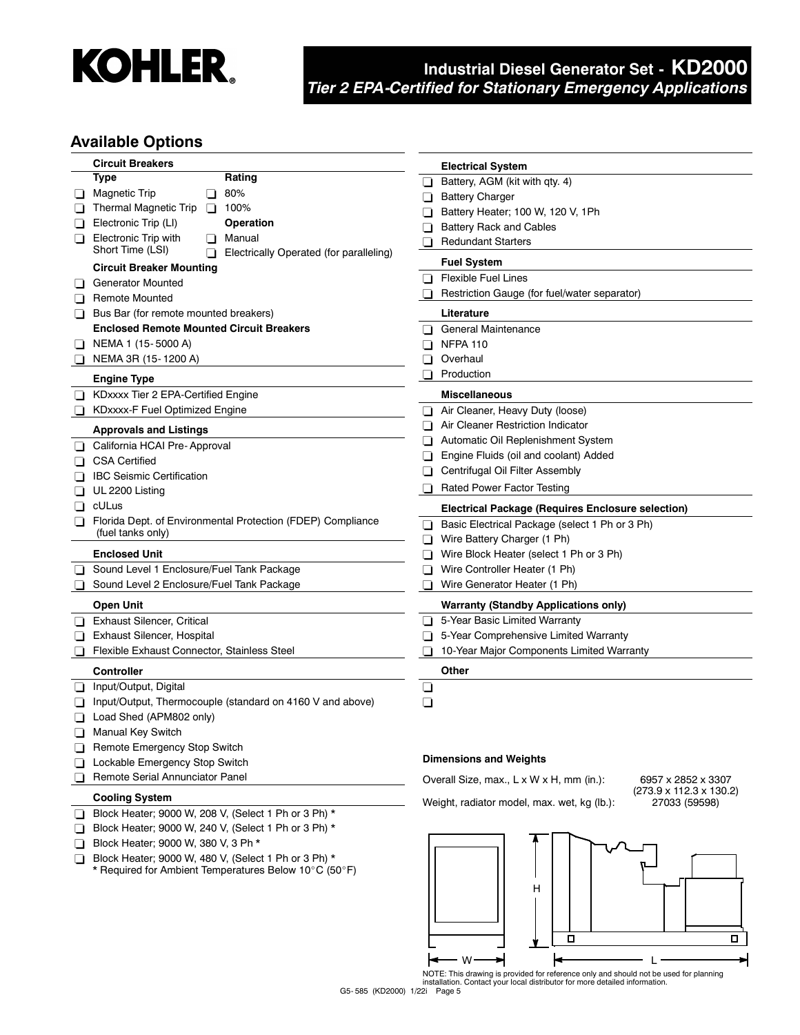# Industrial Diesel Generator Set - KD2000

*Tier 2 EPA-Certified for Stationary Emergency Applications*

## Available Options

### Circuit Breakers

**Type**
- ❑ Magnetic Trip
- ❑ Thermal Magnetic Trip
- ❑ Electronic Trip (LI)
- ❑ Electronic Trip with Short Time (LSI)

**Rating**
- ❑ 80%
- ❑ 100%

**Operation**
- ❑ Manual
- ❑ Electrically Operated (for paralleling)

**Circuit Breaker Mounting**
- ❑ Generator Mounted
- ❑ Remote Mounted
- ❑ Bus Bar (for remote mounted breakers)

**Enclosed Remote Mounted Circuit Breakers**
- ❑ NEMA 1 (15-5000 A)
- ❑ NEMA 3R (15-1200 A)

### Engine Type
- ❑ KDxxxx Tier 2 EPA-Certified Engine
- ❑ KDxxxx-F Fuel Optimized Engine

### Approvals and Listings
- ❑ California HCAI Pre-Approval
- ❑ CSA Certified
- ❑ IBC Seismic Certification
- ❑ UL 2200 Listing
- ❑ cULus
- ❑ Florida Dept. of Environmental Protection (FDEP) Compliance (fuel tanks only)

### Enclosed Unit
- ❑ Sound Level 1 Enclosure/Fuel Tank Package
- ❑ Sound Level 2 Enclosure/Fuel Tank Package

### Open Unit
- ❑ Exhaust Silencer, Critical
- ❑ Exhaust Silencer, Hospital
- ❑ Flexible Exhaust Connector, Stainless Steel

### Controller
- ❑ Input/Output, Digital
- ❑ Input/Output, Thermocouple (standard on 4160 V and above)
- ❑ Load Shed (APM802 only)
- ❑ Manual Key Switch
- ❑ Remote Emergency Stop Switch
- ❑ Lockable Emergency Stop Switch
- ❑ Remote Serial Annunciator Panel

### Cooling System
- ❑ Block Heater; 9000 W, 208 V, (Select 1 Ph or 3 Ph) *
- ❑ Block Heater; 9000 W, 240 V, (Select 1 Ph or 3 Ph) *
- ❑ Block Heater; 9000 W, 380 V, 3 Ph *
- ❑ Block Heater; 9000 W, 480 V, (Select 1 Ph or 3 Ph) *

\* Required for Ambient Temperatures Below 10°C (50°F)

### Electrical System
- ❑ Battery, AGM (kit with qty. 4)
- ❑ Battery Charger
- ❑ Battery Heater; 100 W, 120 V, 1Ph
- ❑ Battery Rack and Cables
- ❑ Redundant Starters

### Fuel System
- ❑ Flexible Fuel Lines
- ❑ Restriction Gauge (for fuel/water separator)

### Literature
- ❑ General Maintenance
- ❑ NFPA 110
- ❑ Overhaul
- ❑ Production

### Miscellaneous
- ❑ Air Cleaner, Heavy Duty (loose)
- ❑ Air Cleaner Restriction Indicator
- ❑ Automatic Oil Replenishment System
- ❑ Engine Fluids (oil and coolant) Added
- ❑ Centrifugal Oil Filter Assembly
- ❑ Rated Power Factor Testing

### Electrical Package (Requires Enclosure selection)
- ❑ Basic Electrical Package (select 1 Ph or 3 Ph)
- ❑ Wire Battery Charger (1 Ph)
- ❑ Wire Block Heater (select 1 Ph or 3 Ph)
- ❑ Wire Controller Heater (1 Ph)
- ❑ Wire Generator Heater (1 Ph)

### Warranty (Standby Applications only)
- ❑ 5-Year Basic Limited Warranty
- ❑ 5-Year Comprehensive Limited Warranty
- ❑ 10-Year Major Components Limited Warranty

### Other
- ❑
- ❑

### Dimensions and Weights

| | |
|---|---|
| Overall Size, max., L x W x H, mm (in.): | 6957 x 2852 x 3307 (273.9 x 112.3 x 130.2) |
| Weight, radiator model, max. wet, kg (lb.): | 27033 (59598) |

NOTE: This drawing is provided for reference only and should not be used for planning installation. Contact your local distributor for more detailed information.

G5-585 (KD2000) 1/22i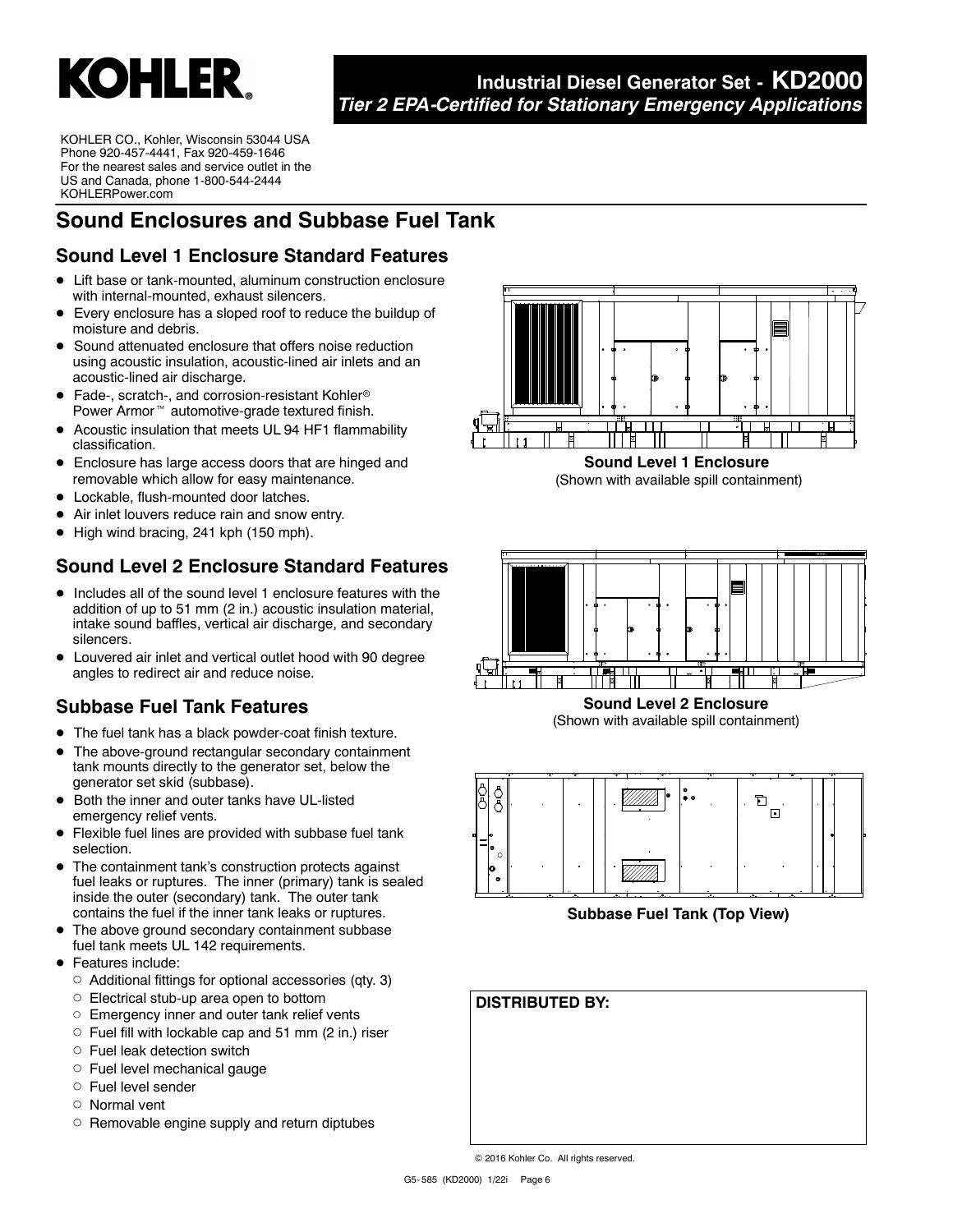# Sound Enclosures and Subbase Fuel Tank

## Sound Level 1 Enclosure Standard Features

- Lift base or tank-mounted, aluminum construction enclosure with internal-mounted, exhaust silencers.
- Every enclosure has a sloped roof to reduce the buildup of moisture and debris.
- Sound attenuated enclosure that offers noise reduction using acoustic insulation, acoustic-lined air inlets and an acoustic-lined air discharge.
- Fade-, scratch-, and corrosion-resistant Kohler® Power Armor™ automotive-grade textured finish.
- Acoustic insulation that meets UL 94 HF1 flammability classification.
- Enclosure has large access doors that are hinged and removable which allow for easy maintenance.
- Lockable, flush-mounted door latches.
- Air inlet louvers reduce rain and snow entry.
- High wind bracing, 241 kph (150 mph).

**Sound Level 1 Enclosure**
(Shown with available spill containment)

## Sound Level 2 Enclosure Standard Features

- Includes all of the sound level 1 enclosure features with the addition of up to 51 mm (2 in.) acoustic insulation material, intake sound baffles, vertical air discharge, and secondary silencers.
- Louvered air inlet and vertical outlet hood with 90 degree angles to redirect air and reduce noise.

**Sound Level 2 Enclosure**
(Shown with available spill containment)

## Subbase Fuel Tank Features

- The fuel tank has a black powder-coat finish texture.
- The above-ground rectangular secondary containment tank mounts directly to the generator set, below the generator set skid (subbase).
- Both the inner and outer tanks have UL-listed emergency relief vents.
- Flexible fuel lines are provided with subbase fuel tank selection.
- The containment tank's construction protects against fuel leaks or ruptures. The inner (primary) tank is sealed inside the outer (secondary) tank. The outer tank contains the fuel if the inner tank leaks or ruptures.
- The above ground secondary containment subbase fuel tank meets UL 142 requirements.
- Features include:
  - Additional fittings for optional accessories (qty. 3)
  - Electrical stub-up area open to bottom
  - Emergency inner and outer tank relief vents
  - Fuel fill with lockable cap and 51 mm (2 in.) riser
  - Fuel leak detection switch
  - Fuel level mechanical gauge
  - Fuel level sender
  - Normal vent
  - Removable engine supply and return diptubes

**Subbase Fuel Tank (Top View)**

**DISTRIBUTED BY:**

© 2016 Kohler Co. All rights reserved.